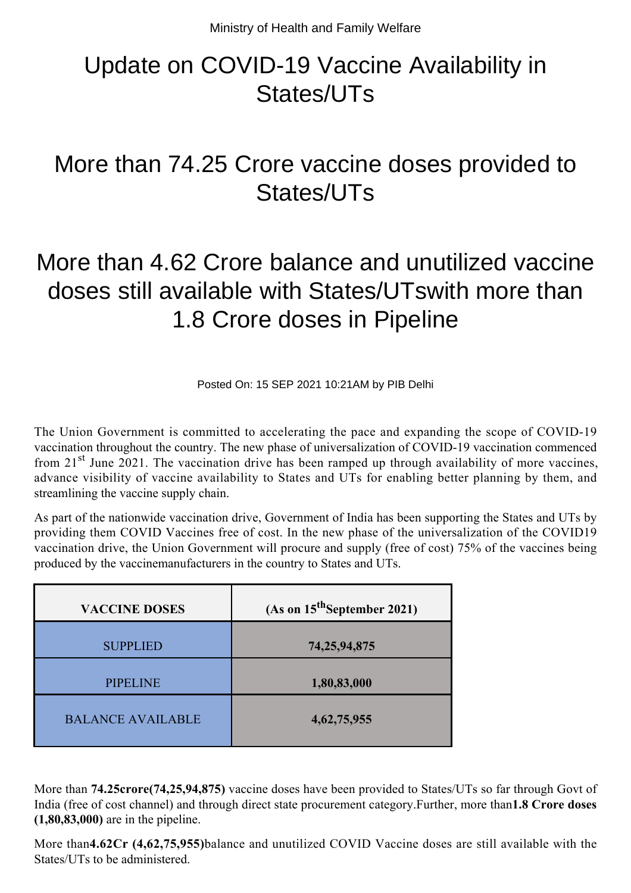Ministry of Health and Family Welfare

# Update on COVID-19 Vaccine Availability in States/UTs

## More than 74.25 Crore vaccine doses provided to States/UTs

## More than 4.62 Crore balance and unutilized vaccine doses still available with States/UTswith more than 1.8 Crore doses in Pipeline

Posted On: 15 SEP 2021 10:21AM by PIB Delhi

The Union Government is committed to accelerating the pace and expanding the scope of COVID-19 vaccination throughout the country. The new phase of universalization of COVID-19 vaccination commenced from 21st June 2021. The vaccination drive has been ramped up through availability of more vaccines, advance visibility of vaccine availability to States and UTs for enabling better planning by them, and streamlining the vaccine supply chain.

As part of the nationwide vaccination drive, Government of India has been supporting the States and UTs by providing them COVID Vaccines free of cost. In the new phase of the universalization of the COVID19 vaccination drive, the Union Government will procure and supply (free of cost) 75% of the vaccines being produced by the vaccinemanufacturers in the country to States and UTs.

| VACCINE DOSES | (As on 15th September 2021) |
|---|---|
| SUPPLIED | **74,25,94,875** |
| PIPELINE | **1,80,83,000** |
| BALANCE AVAILABLE | **4,62,75,955** |

More than **74.25crore(74,25,94,875)** vaccine doses have been provided to States/UTs so far through Govt of India (free of cost channel) and through direct state procurement category.Further, more than**1.8 Crore doses (1,80,83,000)** are in the pipeline.

More than**4.62Cr (4,62,75,955)**balance and unutilized COVID Vaccine doses are still available with the States/UTs to be administered.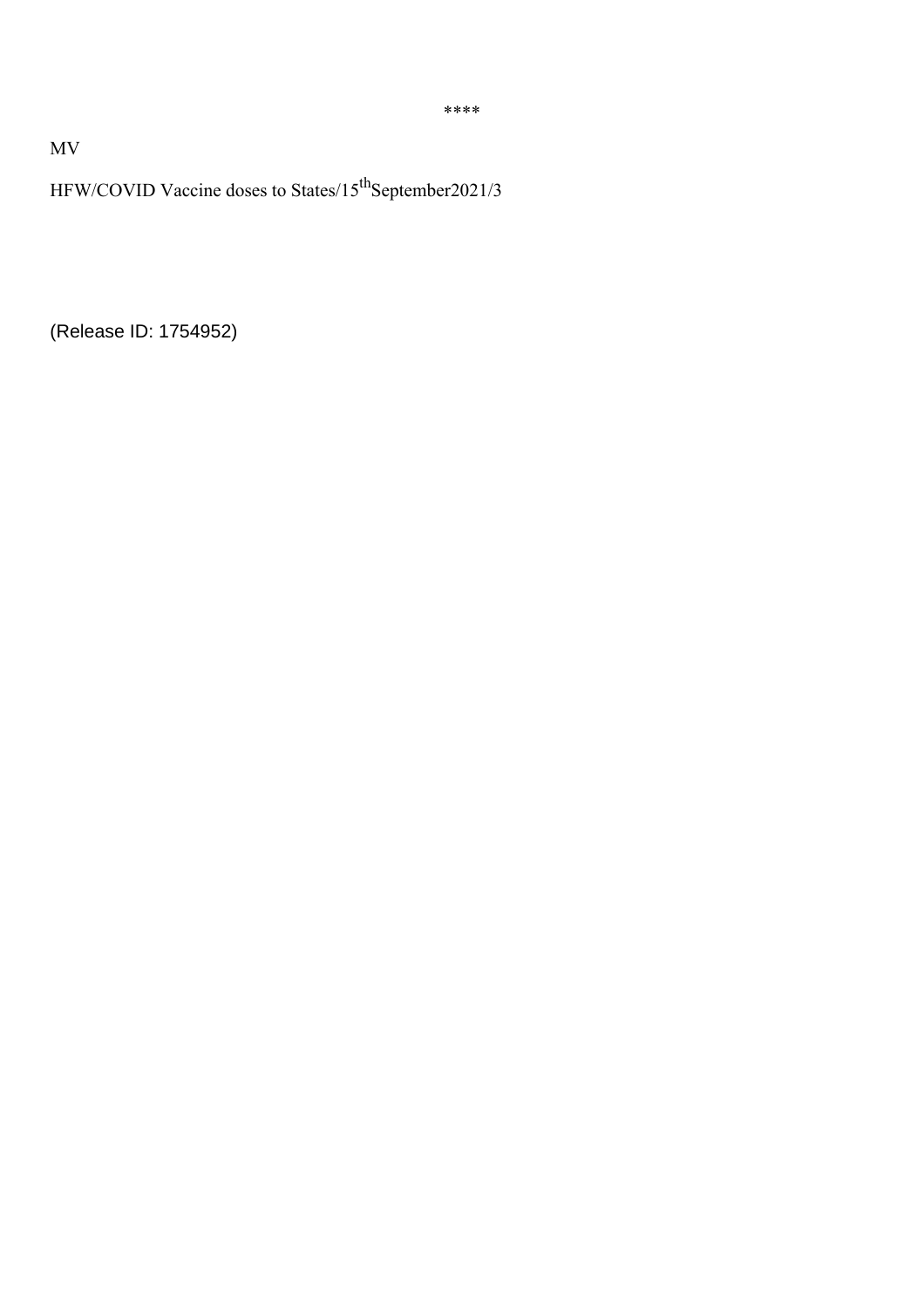****

MV

HFW/COVID Vaccine doses to States/15$^{th}$September2021/3

(Release ID: 1754952)